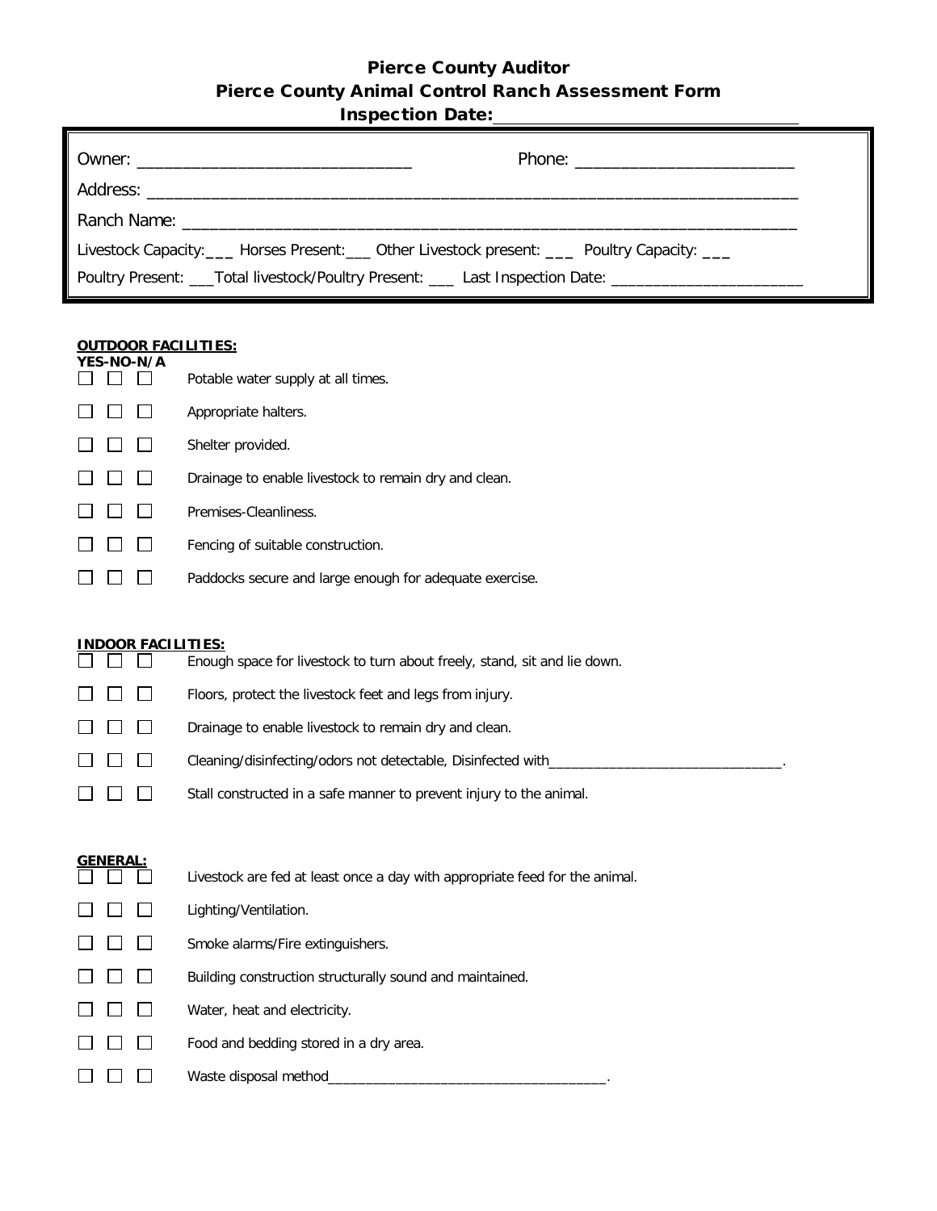# Pierce County Auditor
## Pierce County Animal Control Ranch Assessment Form
### Inspection Date:________________________________

Owner: ______________________________ Phone: ________________________

Address: ________________________________________________________________________

Ranch Name: ____________________________________________________________________

Livestock Capacity:___ Horses Present:___ Other Livestock present: ___ Poultry Capacity: ___

Poultry Present: ___Total livestock/Poultry Present: ___ Last Inspection Date: ______________________

**OUTDOOR FACILITIES:**

**YES-NO-N/A**

☐ ☐ ☐ Potable water supply at all times.

☐ ☐ ☐ Appropriate halters.

☐ ☐ ☐ Shelter provided.

☐ ☐ ☐ Drainage to enable livestock to remain dry and clean.

☐ ☐ ☐ Premises-Cleanliness.

☐ ☐ ☐ Fencing of suitable construction.

☐ ☐ ☐ Paddocks secure and large enough for adequate exercise.

**INDOOR FACILITIES:**

☐ ☐ ☐ Enough space for livestock to turn about freely, stand, sit and lie down.

☐ ☐ ☐ Floors, protect the livestock feet and legs from injury.

☐ ☐ ☐ Drainage to enable livestock to remain dry and clean.

☐ ☐ ☐ Cleaning/disinfecting/odors not detectable, Disinfected with_______________________________.

☐ ☐ ☐ Stall constructed in a safe manner to prevent injury to the animal.

**GENERAL:**

☐ ☐ ☐ Livestock are fed at least once a day with appropriate feed for the animal.

☐ ☐ ☐ Lighting/Ventilation.

☐ ☐ ☐ Smoke alarms/Fire extinguishers.

☐ ☐ ☐ Building construction structurally sound and maintained.

☐ ☐ ☐ Water, heat and electricity.

☐ ☐ ☐ Food and bedding stored in a dry area.

☐ ☐ ☐ Waste disposal method____________________________________.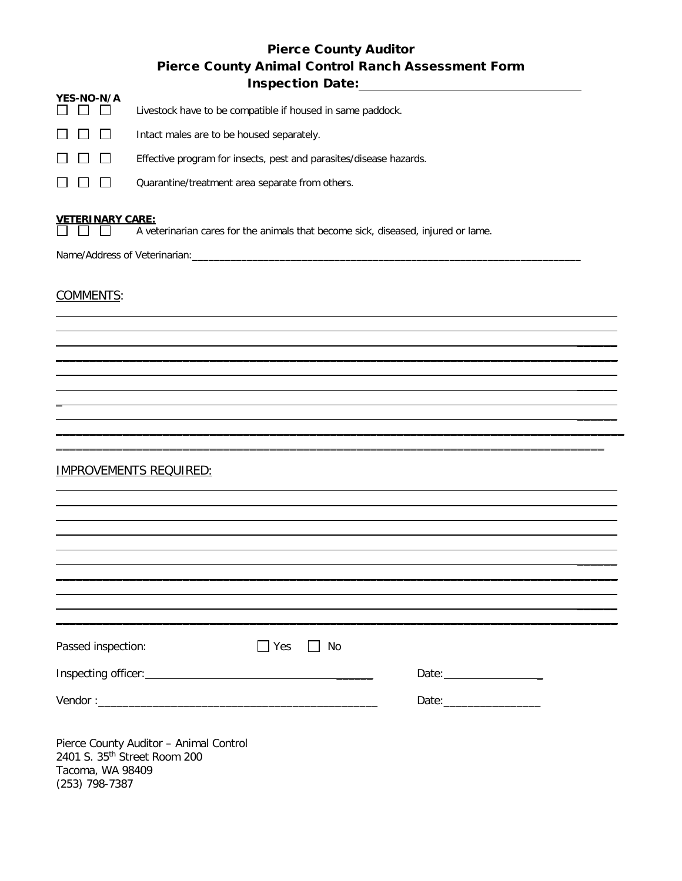# Pierce County Auditor
## Pierce County Animal Control Ranch Assessment Form
### Inspection Date: ________________________

**YES-NO-N/A**

☐ ☐ ☐ Livestock have to be compatible if housed in same paddock.

☐ ☐ ☐ Intact males are to be housed separately.

☐ ☐ ☐ Effective program for insects, pest and parasites/disease hazards.

☐ ☐ ☐ Quarantine/treatment area separate from others.

**VETERINARY CARE:**

☐ ☐ ☐ A veterinarian cares for the animals that become sick, diseased, injured or lame.

Name/Address of Veterinarian:________________________________________________________________________

COMMENTS:

________________________________________________________________________________

________________________________________________________________________________

________________________________________________________________________________

________________________________________________________________________________

________________________________________________________________________________

________________________________________________________________________________

________________________________________________________________________________

________________________________________________________________________________

________________________________________________________________________________

________________________________________________________________________________

IMPROVEMENTS REQUIRED:

________________________________________________________________________________

________________________________________________________________________________

________________________________________________________________________________

________________________________________________________________________________

________________________________________________________________________________

________________________________________________________________________________

________________________________________________________________________________

________________________________________________________________________________

________________________________________________________________________________

________________________________________________________________________________

Passed inspection: ☐ Yes ☐ No

Inspecting officer:________________________________ Date:________________

Vendor :_______________________________________________ Date:________________

Pierce County Auditor – Animal Control
2401 S. 35th Street Room 200
Tacoma, WA 98409
(253) 798-7387